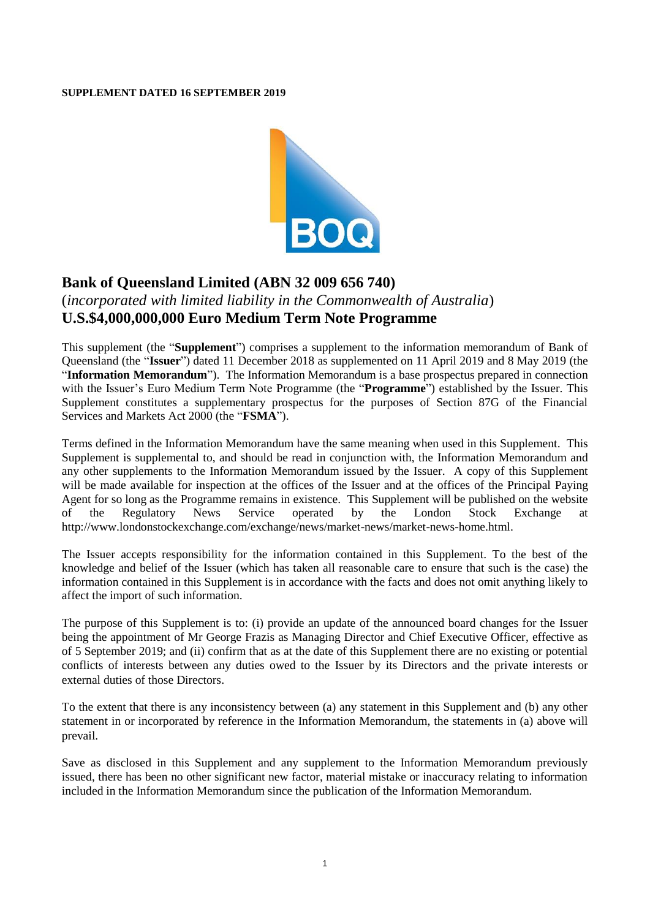**SUPPLEMENT DATED 16 SEPTEMBER 2019**

# Bank of Queensland Limited (ABN 32 009 656 740)

(*incorporated with limited liability in the Commonwealth of Australia*)

## U.S.$4,000,000,000 Euro Medium Term Note Programme

This supplement (the "**Supplement**") comprises a supplement to the information memorandum of Bank of Queensland (the "**Issuer**") dated 11 December 2018 as supplemented on 11 April 2019 and 8 May 2019 (the "**Information Memorandum**"). The Information Memorandum is a base prospectus prepared in connection with the Issuer's Euro Medium Term Note Programme (the "**Programme**") established by the Issuer. This Supplement constitutes a supplementary prospectus for the purposes of Section 87G of the Financial Services and Markets Act 2000 (the "**FSMA**").

Terms defined in the Information Memorandum have the same meaning when used in this Supplement. This Supplement is supplemental to, and should be read in conjunction with, the Information Memorandum and any other supplements to the Information Memorandum issued by the Issuer. A copy of this Supplement will be made available for inspection at the offices of the Issuer and at the offices of the Principal Paying Agent for so long as the Programme remains in existence. This Supplement will be published on the website of the Regulatory News Service operated by the London Stock Exchange at http://www.londonstockexchange.com/exchange/news/market-news/market-news-home.html.

The Issuer accepts responsibility for the information contained in this Supplement. To the best of the knowledge and belief of the Issuer (which has taken all reasonable care to ensure that such is the case) the information contained in this Supplement is in accordance with the facts and does not omit anything likely to affect the import of such information.

The purpose of this Supplement is to: (i) provide an update of the announced board changes for the Issuer being the appointment of Mr George Frazis as Managing Director and Chief Executive Officer, effective as of 5 September 2019; and (ii) confirm that as at the date of this Supplement there are no existing or potential conflicts of interests between any duties owed to the Issuer by its Directors and the private interests or external duties of those Directors.

To the extent that there is any inconsistency between (a) any statement in this Supplement and (b) any other statement in or incorporated by reference in the Information Memorandum, the statements in (a) above will prevail.

Save as disclosed in this Supplement and any supplement to the Information Memorandum previously issued, there has been no other significant new factor, material mistake or inaccuracy relating to information included in the Information Memorandum since the publication of the Information Memorandum.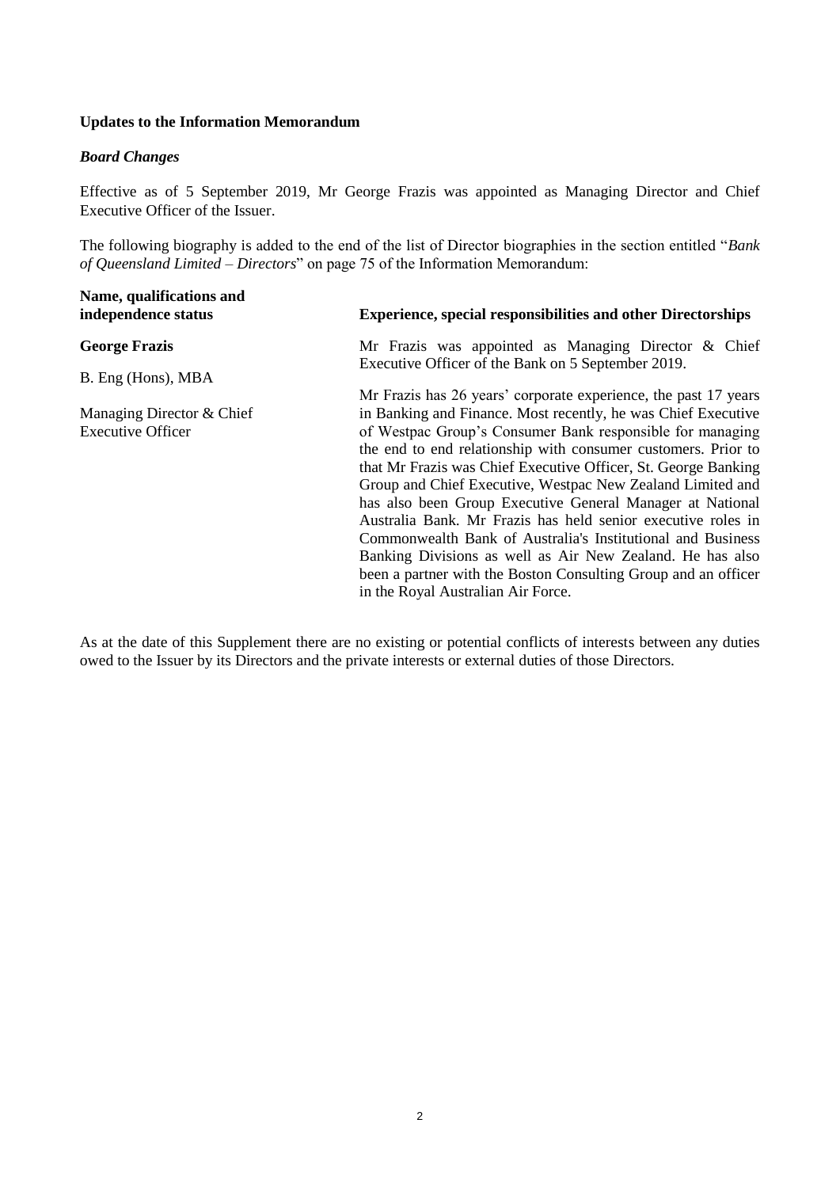**Updates to the Information Memorandum**

***Board Changes***

Effective as of 5 September 2019, Mr George Frazis was appointed as Managing Director and Chief Executive Officer of the Issuer.

The following biography is added to the end of the list of Director biographies in the section entitled "*Bank of Queensland Limited – Directors*" on page 75 of the Information Memorandum:

| Name, qualifications and independence status | Experience, special responsibilities and other Directorships |
|---|---|
| **George Frazis**<br><br>B. Eng (Hons), MBA<br><br>Managing Director & Chief Executive Officer | Mr Frazis was appointed as Managing Director & Chief Executive Officer of the Bank on 5 September 2019.<br><br>Mr Frazis has 26 years' corporate experience, the past 17 years in Banking and Finance. Most recently, he was Chief Executive of Westpac Group's Consumer Bank responsible for managing the end to end relationship with consumer customers. Prior to that Mr Frazis was Chief Executive Officer, St. George Banking Group and Chief Executive, Westpac New Zealand Limited and has also been Group Executive General Manager at National Australia Bank. Mr Frazis has held senior executive roles in Commonwealth Bank of Australia's Institutional and Business Banking Divisions as well as Air New Zealand. He has also been a partner with the Boston Consulting Group and an officer in the Royal Australian Air Force. |

As at the date of this Supplement there are no existing or potential conflicts of interests between any duties owed to the Issuer by its Directors and the private interests or external duties of those Directors.